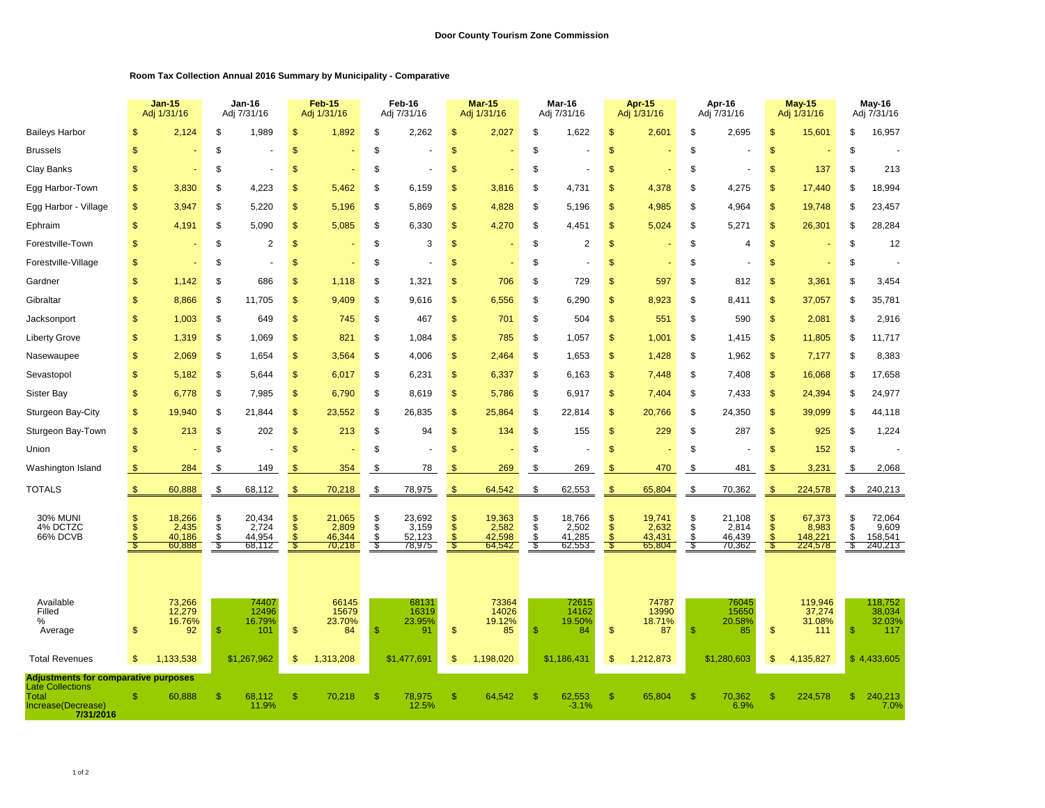**Door County Tourism Zone Commission**

**Room Tax Collection Annual 2016 Summary by Municipality - Comparative**

| | Jan-15 Adj 1/31/16 | Jan-16 Adj 7/31/16 | Feb-15 Adj 1/31/16 | Feb-16 Adj 7/31/16 | Mar-15 Adj 1/31/16 | Mar-16 Adj 7/31/16 | Apr-15 Adj 1/31/16 | Apr-16 Adj 7/31/16 | May-15 Adj 1/31/16 | May-16 Adj 7/31/16 |
|---|---|---|---|---|---|---|---|---|---|---|
| Baileys Harbor | $ 2,124 | $ 1,989 | $ 1,892 | $ 2,262 | $ 2,027 | $ 1,622 | $ 2,601 | $ 2,695 | $ 15,601 | $ 16,957 |
| Brussels | $ - | $ - | $ - | $ - | $ - | $ - | $ - | $ - | $ - | $ - |
| Clay Banks | $ - | $ - | $ - | $ - | $ - | $ - | $ - | $ - | $ 137 | $ 213 |
| Egg Harbor-Town | $ 3,830 | $ 4,223 | $ 5,462 | $ 6,159 | $ 3,816 | $ 4,731 | $ 4,378 | $ 4,275 | $ 17,440 | $ 18,994 |
| Egg Harbor - Village | $ 3,947 | $ 5,220 | $ 5,196 | $ 5,869 | $ 4,828 | $ 5,196 | $ 4,985 | $ 4,964 | $ 19,748 | $ 23,457 |
| Ephraim | $ 4,191 | $ 5,090 | $ 5,085 | $ 6,330 | $ 4,270 | $ 4,451 | $ 5,024 | $ 5,271 | $ 26,301 | $ 28,284 |
| Forestville-Town | $ - | $ 2 | $ - | $ 3 | $ - | $ 2 | $ - | $ 4 | $ - | $ 12 |
| Forestville-Village | $ - | $ - | $ - | $ - | $ - | $ - | $ - | $ - | $ - | $ - |
| Gardner | $ 1,142 | $ 686 | $ 1,118 | $ 1,321 | $ 706 | $ 729 | $ 597 | $ 812 | $ 3,361 | $ 3,454 |
| Gibraltar | $ 8,866 | $ 11,705 | $ 9,409 | $ 9,616 | $ 6,556 | $ 6,290 | $ 8,923 | $ 8,411 | $ 37,057 | $ 35,781 |
| Jacksonport | $ 1,003 | $ 649 | $ 745 | $ 467 | $ 701 | $ 504 | $ 551 | $ 590 | $ 2,081 | $ 2,916 |
| Liberty Grove | $ 1,319 | $ 1,069 | $ 821 | $ 1,084 | $ 785 | $ 1,057 | $ 1,001 | $ 1,415 | $ 11,805 | $ 11,717 |
| Nasewaupee | $ 2,069 | $ 1,654 | $ 3,564 | $ 4,006 | $ 2,464 | $ 1,653 | $ 1,428 | $ 1,962 | $ 7,177 | $ 8,383 |
| Sevastopol | $ 5,182 | $ 5,644 | $ 6,017 | $ 6,231 | $ 6,337 | $ 6,163 | $ 7,448 | $ 7,408 | $ 16,068 | $ 17,658 |
| Sister Bay | $ 6,778 | $ 7,985 | $ 6,790 | $ 8,619 | $ 5,786 | $ 6,917 | $ 7,404 | $ 7,433 | $ 24,394 | $ 24,977 |
| Sturgeon Bay-City | $ 19,940 | $ 21,844 | $ 23,552 | $ 26,835 | $ 25,864 | $ 22,814 | $ 20,766 | $ 24,350 | $ 39,099 | $ 44,118 |
| Sturgeon Bay-Town | $ 213 | $ 202 | $ 213 | $ 94 | $ 134 | $ 155 | $ 229 | $ 287 | $ 925 | $ 1,224 |
| Union | $ - | $ - | $ - | $ - | $ - | $ - | $ - | $ - | $ 152 | $ - |
| Washington Island | $ 284 | $ 149 | $ 354 | $ 78 | $ 269 | $ 269 | $ 470 | $ 481 | $ 3,231 | $ 2,068 |
| TOTALS | $ 60,888 | $ 68,112 | $ 70,218 | $ 78,975 | $ 64,542 | $ 62,553 | $ 65,804 | $ 70,362 | $ 224,578 | $ 240,213 |
| 30% MUNI | $ 18,266 | $ 20,434 | $ 21,065 | $ 23,692 | $ 19,363 | $ 18,766 | $ 19,741 | $ 21,108 | $ 67,373 | $ 72,064 |
| 4% DCTZC | $ 2,435 | $ 2,724 | $ 2,809 | $ 3,159 | $ 2,582 | $ 2,502 | $ 2,632 | $ 2,814 | $ 8,983 | $ 9,609 |
| 66% DCVB | $ 40,186 | $ 44,954 | $ 46,344 | $ 52,123 | $ 42,598 | $ 41,285 | $ 43,431 | $ 46,439 | $ 148,221 | $ 158,541 |
| | $ 60,888 | $ 68,112 | $ 70,218 | $ 78,975 | $ 64,542 | $ 62,553 | $ 65,804 | $ 70,362 | $ 224,578 | $ 240,213 |
| Available | 73,266 | 74407 | 66145 | 68131 | 73364 | 72615 | 74787 | 76045 | 119,946 | 118,752 |
| Filled | 12,279 | 12496 | 15679 | 16319 | 14026 | 14162 | 13990 | 15650 | 37,274 | 38,034 |
| % | 16.76% | 16.79% | 23.70% | 23.95% | 19.12% | 19.50% | 18.71% | 20.58% | 31.08% | 32.03% |
| Average | $ 92 | $ 101 | $ 84 | $ 91 | $ 85 | $ 84 | $ 87 | $ 85 | $ 111 | $ 117 |
| Total Revenues | $ 1,133,538 | $1,267,962 | $ 1,313,208 | $1,477,691 | $ 1,198,020 | $1,186,431 | $ 1,212,873 | $1,280,603 | $ 4,135,827 | $ 4,433,605 |
| **Adjustments for comparative purposes** | | | | | | | | | | |
| Late Collections | | | | | | | | | | |
| Total | $ 60,888 | $ 68,112 | $ 70,218 | $ 78,975 | $ 64,542 | $ 62,553 | $ 65,804 | $ 70,362 | $ 224,578 | $ 240,213 |
| Increase(Decrease) **7/31/2016** | | 11.9% | | 12.5% | | -3.1% | | 6.9% | | 7.0% |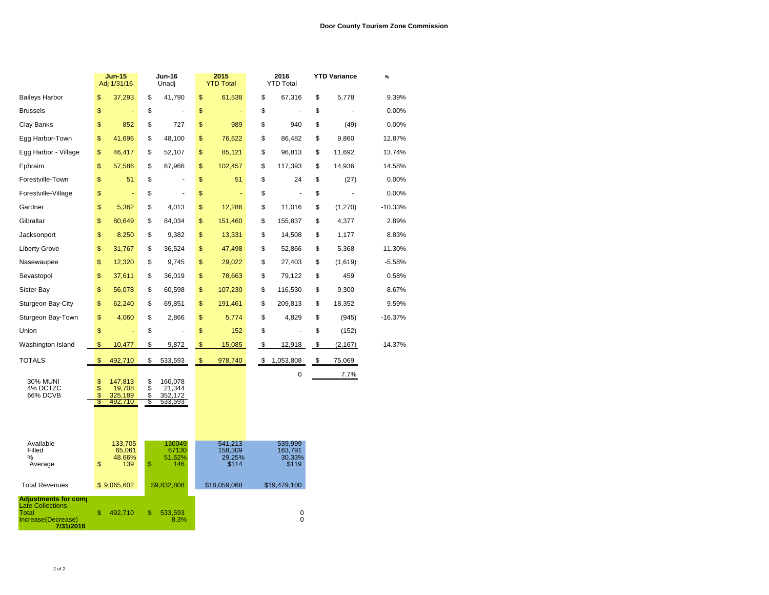**Door County Tourism Zone Commission**

| | Jun-15 Adj 1/31/16 | Jun-16 Unadj | 2015 YTD Total | 2016 YTD Total | YTD Variance | % |
|---|---|---|---|---|---|---|
| Baileys Harbor | $ 37,293 | $ 41,790 | $ 61,538 | $ 67,316 | $ 5,778 | 9.39% |
| Brussels | $ - | $ - | $ - | $ - | $ - | 0.00% |
| Clay Banks | $ 852 | $ 727 | $ 989 | $ 940 | $ (49) | 0.00% |
| Egg Harbor-Town | $ 41,696 | $ 48,100 | $ 76,622 | $ 86,482 | $ 9,860 | 12.87% |
| Egg Harbor - Village | $ 46,417 | $ 52,107 | $ 85,121 | $ 96,813 | $ 11,692 | 13.74% |
| Ephraim | $ 57,586 | $ 67,966 | $ 102,457 | $ 117,393 | $ 14,936 | 14.58% |
| Forestville-Town | $ 51 | $ - | $ 51 | $ 24 | $ (27) | 0.00% |
| Forestville-Village | $ - | $ - | $ - | $ - | $ - | 0.00% |
| Gardner | $ 5,362 | $ 4,013 | $ 12,286 | $ 11,016 | $ (1,270) | -10.33% |
| Gibraltar | $ 80,649 | $ 84,034 | $ 151,460 | $ 155,837 | $ 4,377 | 2.89% |
| Jacksonport | $ 8,250 | $ 9,382 | $ 13,331 | $ 14,508 | $ 1,177 | 8.83% |
| Liberty Grove | $ 31,767 | $ 36,524 | $ 47,498 | $ 52,866 | $ 5,368 | 11.30% |
| Nasewaupee | $ 12,320 | $ 9,745 | $ 29,022 | $ 27,403 | $ (1,619) | -5.58% |
| Sevastopol | $ 37,611 | $ 36,019 | $ 78,663 | $ 79,122 | $ 459 | 0.58% |
| Sister Bay | $ 56,078 | $ 60,598 | $ 107,230 | $ 116,530 | $ 9,300 | 8.67% |
| Sturgeon Bay-City | $ 62,240 | $ 69,851 | $ 191,461 | $ 209,813 | $ 18,352 | 9.59% |
| Sturgeon Bay-Town | $ 4,060 | $ 2,866 | $ 5,774 | $ 4,829 | $ (945) | -16.37% |
| Union | $ - | $ - | $ 152 | $ - | $ (152) | |
| Washington Island | $ 10,477 | $ 9,872 | $ 15,085 | $ 12,918 | $ (2,167) | -14.37% |
| TOTALS | $ 492,710 | $ 533,593 | $ 978,740 | $ 1,053,808 | $ 75,069 | |
| | | | | 0 | 7.7% | |
| 30% MUNI | $ 147,813 | $ 160,078 | | | | |
| 4% DCTZC | $ 19,708 | $ 21,344 | | | | |
| 66% DCVB | $ 325,189 | $ 352,172 | | | | |
| | $ 492,710 | $ 533,593 | | | | |
| Available | 133,705 | 130049 | 541,213 | 539,999 | | |
| Filled | 65,061 | 67130 | 158,309 | 163,791 | | |
| % | 48.66% | 51.62% | 29.25% | 30.33% | | |
| Average | $ 139 | $ 146 | $114 | $119 | | |
| Total Revenues | $ 9,065,602 | $9,832,808 | $18,059,068 | $19,479,100 | | |

| | | | | |
|---|---|---|---|---|
| Adjustments for comp | | | | |
| Late Collections | | | | |
| Total | $ 492,710 | $ 533,593 | | 0 |
| Increase(Decrease) | | 8.3% | | 0 |
| 7/31/2016 | | | | |